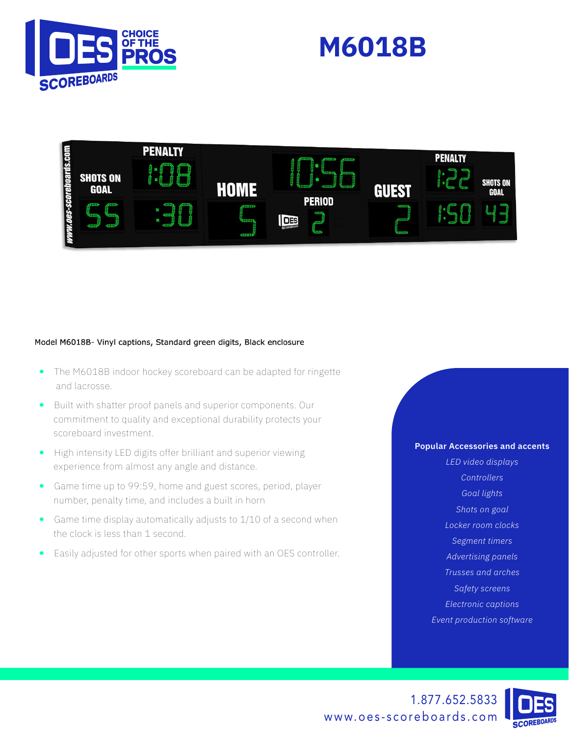# M6018B

Model M6018B- Vinyl captions, Standard green digits, Black enclosure

- The M6018B indoor hockey scoreboard can be adapted for ringette and lacrosse.
- Built with shatter proof panels and superior components. Our commitment to quality and exceptional durability protects your scoreboard investment.
- High intensity LED digits offer brilliant and superior viewing experience from almost any angle and distance.
- Game time up to 99:59, home and guest scores, period, player number, penalty time, and includes a built in horn
- Game time display automatically adjusts to 1/10 of a second when the clock is less than 1 second.
- Easily adjusted for other sports when paired with an OES controller.

**Popular Accessories and accents**

*LED video displays*
*Controllers*
*Goal lights*
*Shots on goal*
*Locker room clocks*
*Segment timers*
*Advertising panels*
*Trusses and arches*
*Safety screens*
*Electronic captions*
*Event production software*

1.877.652.5833
www.oes-scoreboards.com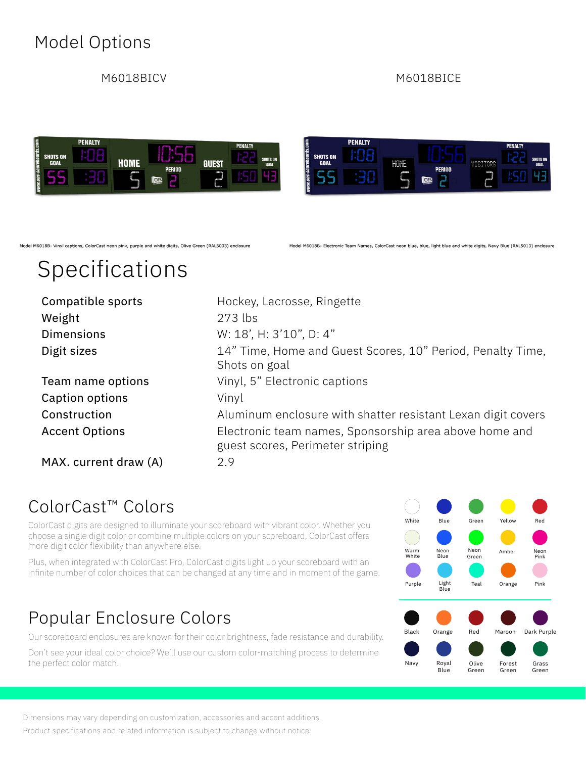# Model Options

M6018BICV

M6018BICE

Model M6018B- Vinyl captions, ColorCast neon pink, purple and white digits, Olive Green (RAL6003) enclosure

Model M6018B- Electronic Team Names, ColorCast neon blue, blue, light blue and white digits, Navy Blue (RAL5013) enclosure

# Specifications

| | |
|---|---|
| Compatible sports | Hockey, Lacrosse, Ringette |
| Weight | 273 lbs |
| Dimensions | W: 18', H: 3'10", D: 4" |
| Digit sizes | 14" Time, Home and Guest Scores, 10" Period, Penalty Time, Shots on goal |
| Team name options | Vinyl, 5" Electronic captions |
| Caption options | Vinyl |
| Construction | Aluminum enclosure with shatter resistant Lexan digit covers |
| Accent Options | Electronic team names, Sponsorship area above home and guest scores, Perimeter striping |
| MAX. current draw (A) | 2.9 |

## ColorCast™ Colors

ColorCast digits are designed to illuminate your scoreboard with vibrant color. Whether you choose a single digit color or combine multiple colors on your scoreboard, ColorCast offers more digit color flexibility than anywhere else.

Plus, when integrated with ColorCast Pro, ColorCast digits light up your scoreboard with an infinite number of color choices that can be changed at any time and in moment of the game.

White, Blue, Green, Yellow, Red, Warm White, Neon Blue, Neon Green, Amber, Neon Pink, Purple, Light Blue, Teal, Orange, Pink

## Popular Enclosure Colors

Our scoreboard enclosures are known for their color brightness, fade resistance and durability.

Don't see your ideal color choice? We'll use our custom color-matching process to determine the perfect color match.

Black, Orange, Red, Maroon, Dark Purple, Navy, Royal Blue, Olive Green, Forest Green, Grass Green

Dimensions may vary depending on customization, accessories and accent additions.

Product specifications and related information is subject to change without notice.